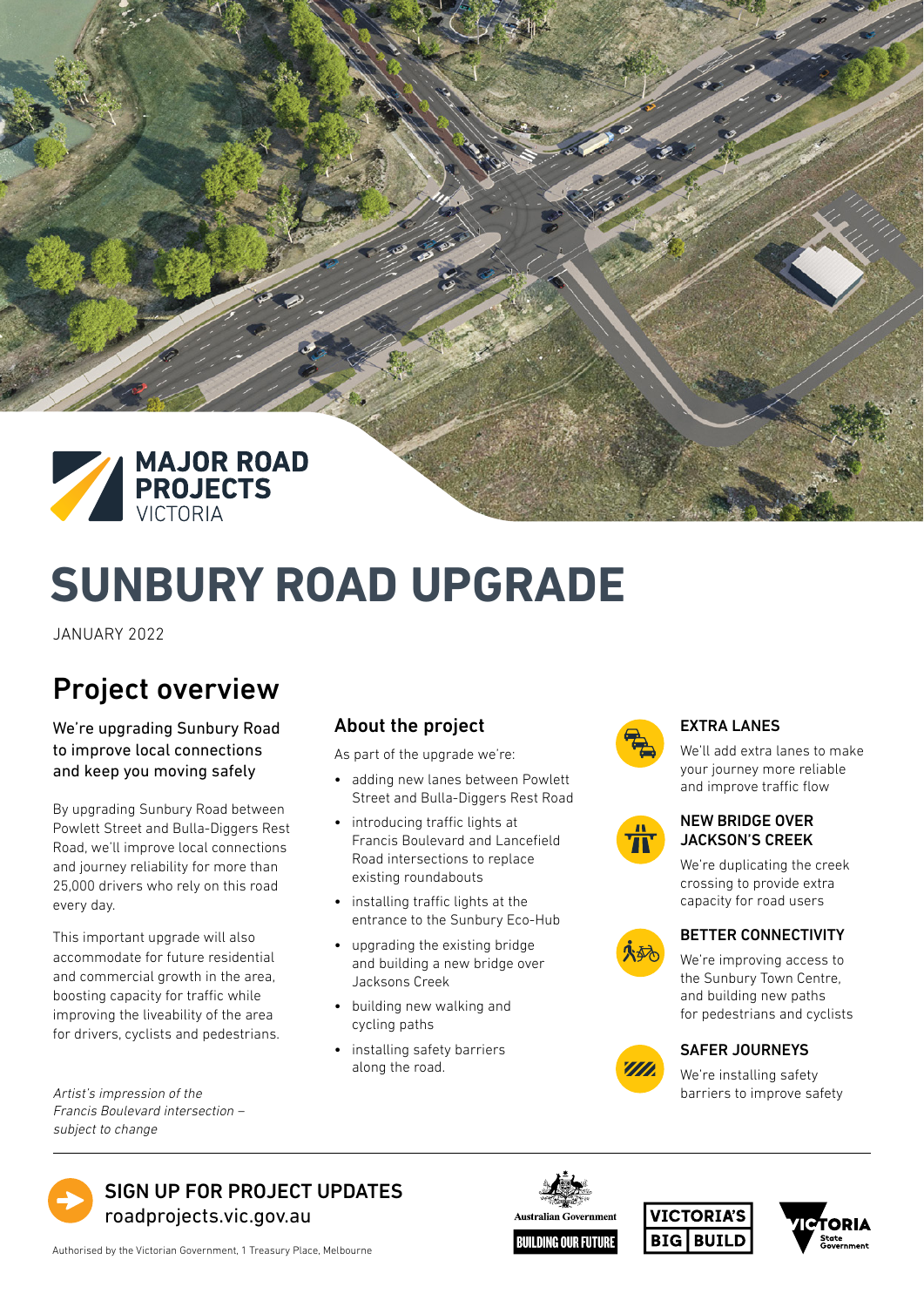MAJOR ROAD PROJECTS VICTORIA

# SUNBURY ROAD UPGRADE

JANUARY 2022

## Project overview

### We're upgrading Sunbury Road to improve local connections and keep you moving safely

By upgrading Sunbury Road between Powlett Street and Bulla-Diggers Rest Road, we'll improve local connections and journey reliability for more than 25,000 drivers who rely on this road every day.

This important upgrade will also accommodate for future residential and commercial growth in the area, boosting capacity for traffic while improving the liveability of the area for drivers, cyclists and pedestrians.

*Artist's impression of the Francis Boulevard intersection – subject to change*

### About the project

As part of the upgrade we're:

- adding new lanes between Powlett Street and Bulla-Diggers Rest Road
- introducing traffic lights at Francis Boulevard and Lancefield Road intersections to replace existing roundabouts
- installing traffic lights at the entrance to the Sunbury Eco-Hub
- upgrading the existing bridge and building a new bridge over Jacksons Creek
- building new walking and cycling paths
- installing safety barriers along the road.

### EXTRA LANES

We'll add extra lanes to make your journey more reliable and improve traffic flow

### NEW BRIDGE OVER JACKSON'S CREEK

We're duplicating the creek crossing to provide extra capacity for road users

### BETTER CONNECTIVITY

We're improving access to the Sunbury Town Centre, and building new paths for pedestrians and cyclists

### SAFER JOURNEYS

We're installing safety barriers to improve safety

**SIGN UP FOR PROJECT UPDATES**
roadprojects.vic.gov.au

Australian Government — BUILDING OUR FUTURE | VICTORIA'S BIG BUILD | VICTORIA State Government

Authorised by the Victorian Government, 1 Treasury Place, Melbourne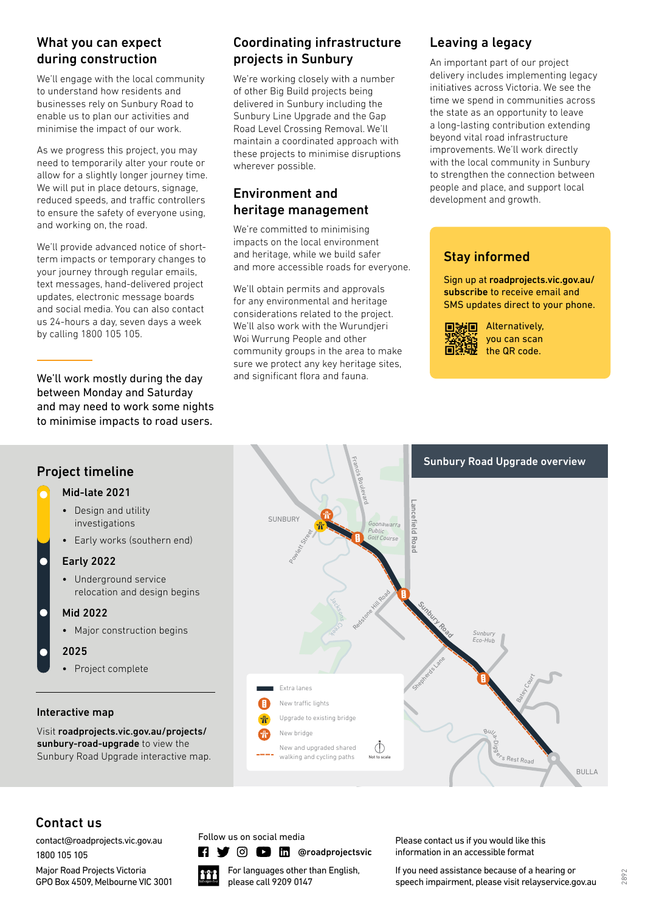## What you can expect during construction

We'll engage with the local community to understand how residents and businesses rely on Sunbury Road to enable us to plan our activities and minimise the impact of our work.

As we progress this project, you may need to temporarily alter your route or allow for a slightly longer journey time. We will put in place detours, signage, reduced speeds, and traffic controllers to ensure the safety of everyone using, and working on, the road.

We'll provide advanced notice of short-term impacts or temporary changes to your journey through regular emails, text messages, hand-delivered project updates, electronic message boards and social media. You can also contact us 24-hours a day, seven days a week by calling 1800 105 105.

We'll work mostly during the day between Monday and Saturday and may need to work some nights to minimise impacts to road users.

## Coordinating infrastructure projects in Sunbury

We're working closely with a number of other Big Build projects being delivered in Sunbury including the Sunbury Line Upgrade and the Gap Road Level Crossing Removal. We'll maintain a coordinated approach with these projects to minimise disruptions wherever possible.

## Environment and heritage management

We're committed to minimising impacts on the local environment and heritage, while we build safer and more accessible roads for everyone.

We'll obtain permits and approvals for any environmental and heritage considerations related to the project. We'll also work with the Wurundjeri Woi Wurrung People and other community groups in the area to make sure we protect any key heritage sites, and significant flora and fauna.

## Leaving a legacy

An important part of our project delivery includes implementing legacy initiatives across Victoria. We see the time we spend in communities across the state as an opportunity to leave a long-lasting contribution extending beyond vital road infrastructure improvements. We'll work directly with the local community in Sunbury to strengthen the connection between people and place, and support local development and growth.

## Stay informed

Sign up at **roadprojects.vic.gov.au/subscribe** to receive email and SMS updates direct to your phone.

Alternatively, you can scan the QR code.

## Project timeline

**Mid-late 2021**
- Design and utility investigations
- Early works (southern end)

**Early 2022**
- Underground service relocation and design begins

**Mid 2022**
- Major construction begins

**2025**
- Project complete

### Interactive map

Visit **roadprojects.vic.gov.au/projects/sunbury-road-upgrade** to view the Sunbury Road Upgrade interactive map.

## Sunbury Road Upgrade overview

SUNBURY
BULLA
Francis Boulevard
Lancefield Road
Powlett Street
Goonawarra Public Golf Course
Jacksons Creek
Redstone Hill Road
Sunbury Road
Sunbury Eco-Hub
Shepherds Lane
Batey Court
Bulla-Diggers Rest Road

Extra lanes
New traffic lights
Upgrade to existing bridge
New bridge
New and upgraded shared walking and cycling paths
Not to scale

## Contact us

contact@roadprojects.vic.gov.au
1800 105 105
Major Road Projects Victoria
GPO Box 4509, Melbourne VIC 3001

Follow us on social media
@roadprojectsvic

For languages other than English, please call 9209 0147

Please contact us if you would like this information in an accessible format

If you need assistance because of a hearing or speech impairment, please visit relayservice.gov.au